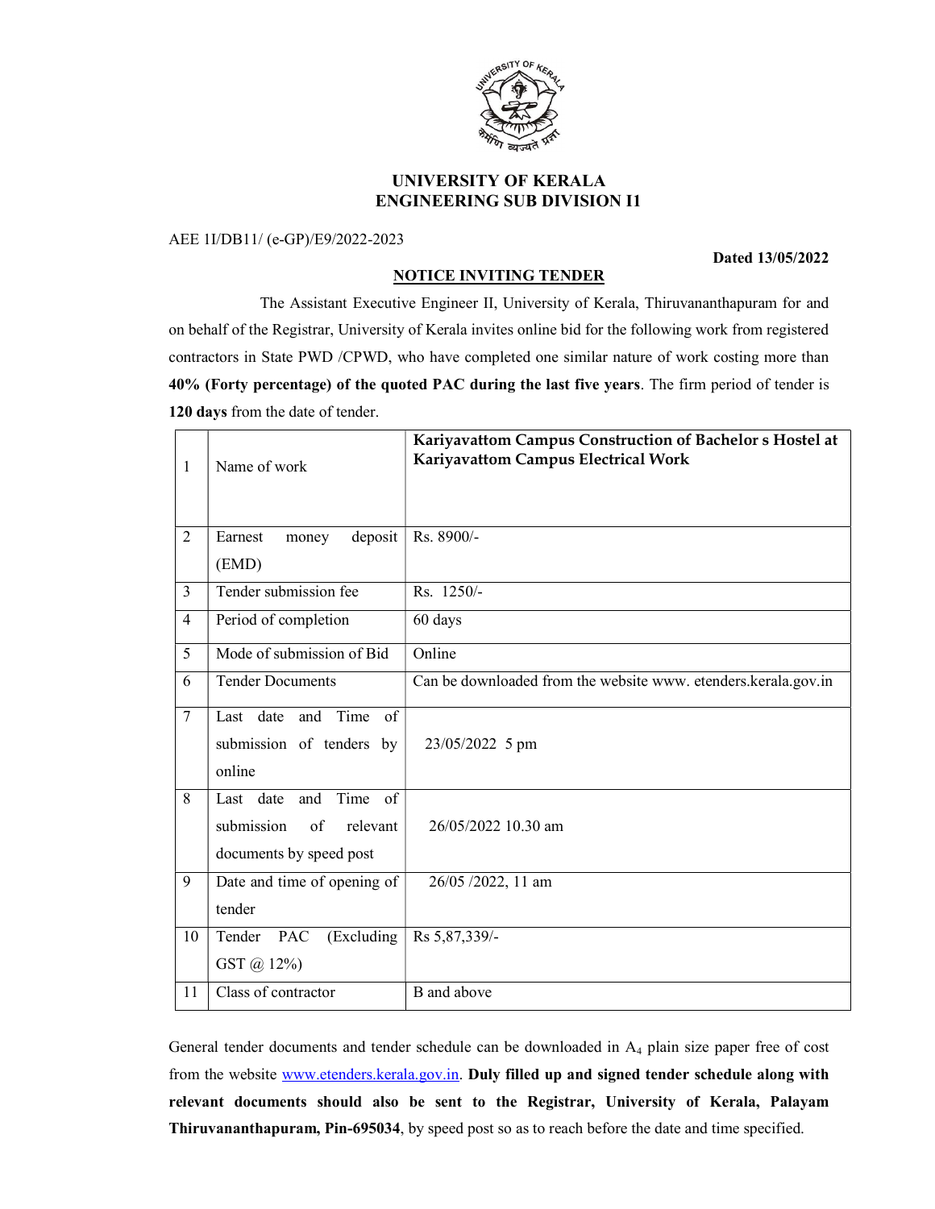# UNIVERSITY OF KERALA
## ENGINEERING SUB DIVISION I1

AEE 1I/DB11/ (e-GP)/E9/2022-2023

**Dated 13/05/2022**

### NOTICE INVITING TENDER

The Assistant Executive Engineer II, University of Kerala, Thiruvananthapuram for and on behalf of the Registrar, University of Kerala invites online bid for the following work from registered contractors in State PWD /CPWD, who have completed one similar nature of work costing more than **40% (Forty percentage) of the quoted PAC during the last five years**. The firm period of tender is **120 days** from the date of tender.

| | | |
|---|---|---|
| 1 | Name of work | **Kariyavattom Campus Construction of Bachelor s Hostel at Kariyavattom Campus Electrical Work** |
| 2 | Earnest money deposit (EMD) | Rs. 8900/- |
| 3 | Tender submission fee | Rs. 1250/- |
| 4 | Period of completion | 60 days |
| 5 | Mode of submission of Bid | Online |
| 6 | Tender Documents | Can be downloaded from the website www. etenders.kerala.gov.in |
| 7 | Last date and Time of submission of tenders by online | 23/05/2022 5 pm |
| 8 | Last date and Time of submission of relevant documents by speed post | 26/05/2022 10.30 am |
| 9 | Date and time of opening of tender | 26/05 /2022, 11 am |
| 10 | Tender PAC (Excluding GST @ 12%) | Rs 5,87,339/- |
| 11 | Class of contractor | B and above |

General tender documents and tender schedule can be downloaded in $A_4$ plain size paper free of cost from the website www.etenders.kerala.gov.in. **Duly filled up and signed tender schedule along with relevant documents should also be sent to the Registrar, University of Kerala, Palayam Thiruvananthapuram, Pin-695034**, by speed post so as to reach before the date and time specified.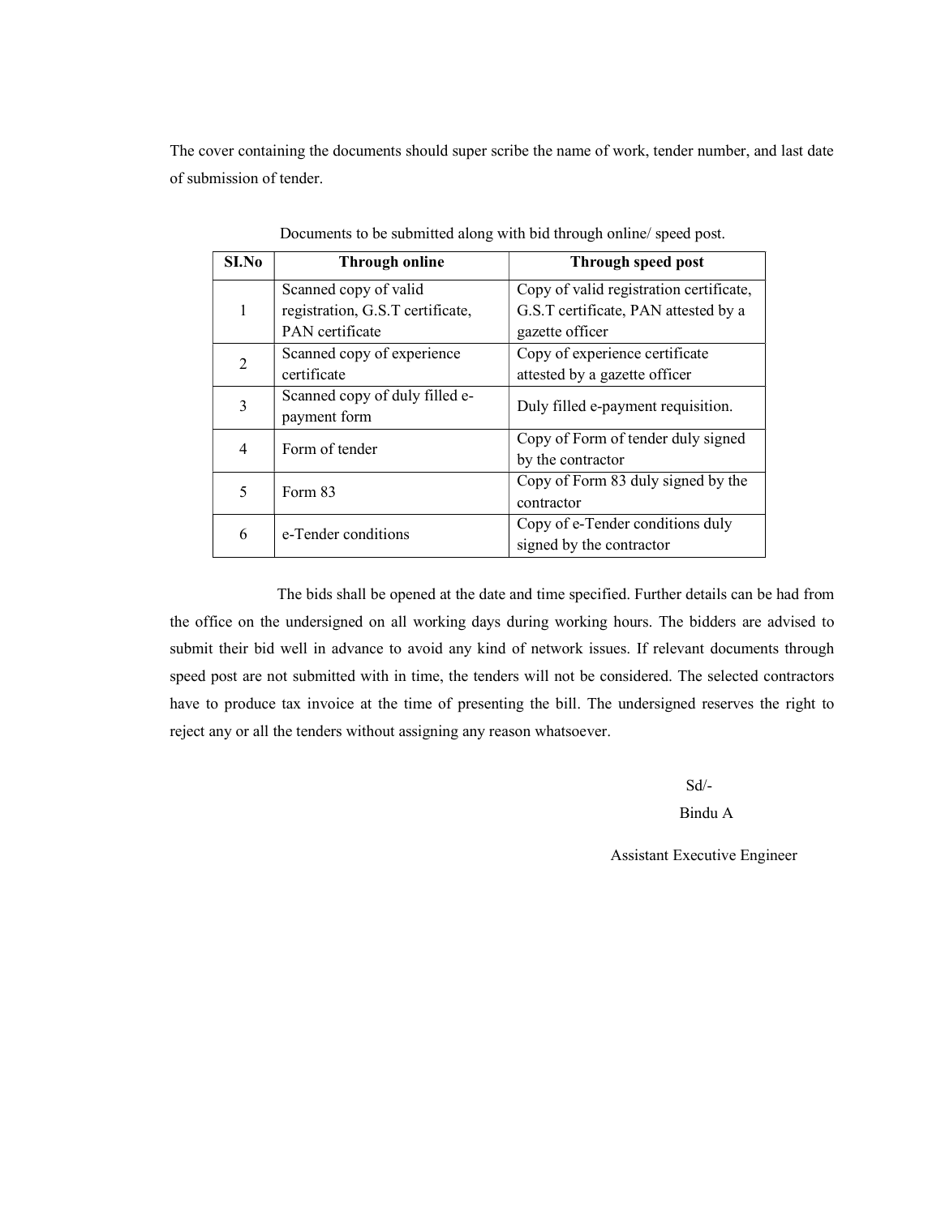The cover containing the documents should super scribe the name of work, tender number, and last date of submission of tender.

Documents to be submitted along with bid through online/ speed post.

| SI.No | Through online | Through speed post |
|---|---|---|
| 1 | Scanned copy of valid registration, G.S.T certificate, PAN certificate | Copy of valid registration certificate, G.S.T certificate, PAN attested by a gazette officer |
| 2 | Scanned copy of experience certificate | Copy of experience certificate attested by a gazette officer |
| 3 | Scanned copy of duly filled e-payment form | Duly filled e-payment requisition. |
| 4 | Form of tender | Copy of Form of tender duly signed by the contractor |
| 5 | Form 83 | Copy of Form 83 duly signed by the contractor |
| 6 | e-Tender conditions | Copy of e-Tender conditions duly signed by the contractor |

The bids shall be opened at the date and time specified. Further details can be had from the office on the undersigned on all working days during working hours. The bidders are advised to submit their bid well in advance to avoid any kind of network issues. If relevant documents through speed post are not submitted with in time, the tenders will not be considered. The selected contractors have to produce tax invoice at the time of presenting the bill. The undersigned reserves the right to reject any or all the tenders without assigning any reason whatsoever.

Sd/-

Bindu A

Assistant Executive Engineer